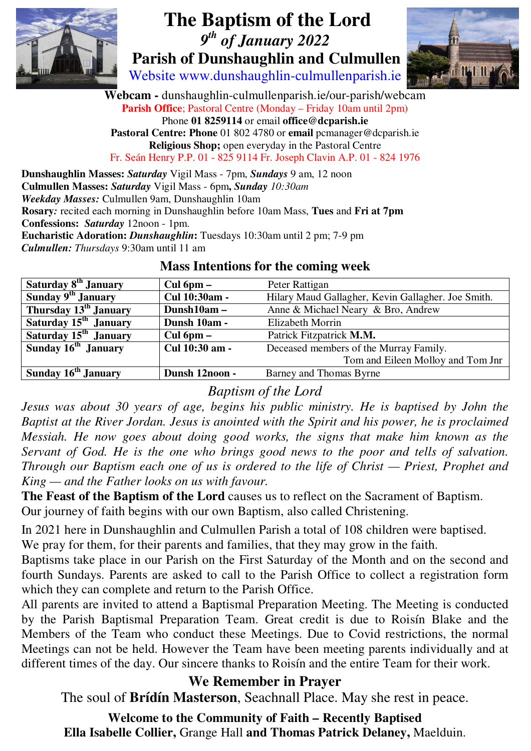# The Baptism of the Lord

## *9th of January 2022*

## Parish of Dunshaughlin and Culmullen

Website www.dunshaughlin-culmullenparish.ie

**Webcam -** dunshaughlin-culmullenparish.ie/our-parish/webcam

**Parish Office**; Pastoral Centre (Monday – Friday 10am until 2pm)

Phone **01 8259114** or email **office@dcparish.ie**

**Pastoral Centre: Phone** 01 802 4780 or **email** pcmanager@dcparish.ie

**Religious Shop;** open everyday in the Pastoral Centre

Fr. Seán Henry P.P. 01 - 825 9114 Fr. Joseph Clavin A.P. 01 - 824 1976

**Dunshaughlin Masses:** ***Saturday*** Vigil Mass - 7pm, ***Sundays*** 9 am, 12 noon
**Culmullen Masses:** ***Saturday*** Vigil Mass - 6pm**,** ***Sunday*** *10:30am*
***Weekday Masses:*** Culmullen 9am, Dunshaughlin 10am
**Rosary***:* recited each morning in Dunshaughlin before 10am Mass, **Tues** and **Fri at 7pm**
**Confessions:** ***Saturday*** 12noon - 1pm.
**Eucharistic Adoration:** ***Dunshaughlin*****:** Tuesdays 10:30am until 2 pm; 7-9 pm
***Culmullen:*** *Thursdays* 9:30am until 11 am

### Mass Intentions for the coming week

| | | |
|---|---|---|
| **Saturday 8th January** | **Cul 6pm –** | Peter Rattigan |
| **Sunday 9th January** | **Cul 10:30am -** | Hilary Maud Gallagher, Kevin Gallagher. Joe Smith. |
| **Thursday 13th January** | **Dunsh10am –** | Anne & Michael Neary & Bro, Andrew |
| **Saturday 15th January** | **Dunsh 10am -** | Elizabeth Morrin |
| **Saturday 15th January** | **Cul 6pm –** | Patrick Fitzpatrick **M.M.** |
| **Sunday 16th January** | **Cul 10:30 am -** | Deceased members of the Murray Family. Tom and Eileen Molloy and Tom Jnr |
| **Sunday 16th January** | **Dunsh 12noon -** | Barney and Thomas Byrne |

### *Baptism of the Lord*

*Jesus was about 30 years of age, begins his public ministry. He is baptised by John the Baptist at the River Jordan. Jesus is anointed with the Spirit and his power, he is proclaimed Messiah. He now goes about doing good works, the signs that make him known as the Servant of God. He is the one who brings good news to the poor and tells of salvation. Through our Baptism each one of us is ordered to the life of Christ — Priest, Prophet and King — and the Father looks on us with favour.*

**The Feast of the Baptism of the Lord** causes us to reflect on the Sacrament of Baptism. Our journey of faith begins with our own Baptism, also called Christening.

In 2021 here in Dunshaughlin and Culmullen Parish a total of 108 children were baptised. We pray for them, for their parents and families, that they may grow in the faith.
Baptisms take place in our Parish on the First Saturday of the Month and on the second and fourth Sundays. Parents are asked to call to the Parish Office to collect a registration form which they can complete and return to the Parish Office.
All parents are invited to attend a Baptismal Preparation Meeting. The Meeting is conducted by the Parish Baptismal Preparation Team. Great credit is due to Roisín Blake and the Members of the Team who conduct these Meetings. Due to Covid restrictions, the normal Meetings can not be held. However the Team have been meeting parents individually and at different times of the day. Our sincere thanks to Roisín and the entire Team for their work.

### We Remember in Prayer

The soul of **Brídín Masterson**, Seachnall Place. May she rest in peace.

**Welcome to the Community of Faith – Recently Baptised**
**Ella Isabelle Collier,** Grange Hall **and Thomas Patrick Delaney,** Maelduin.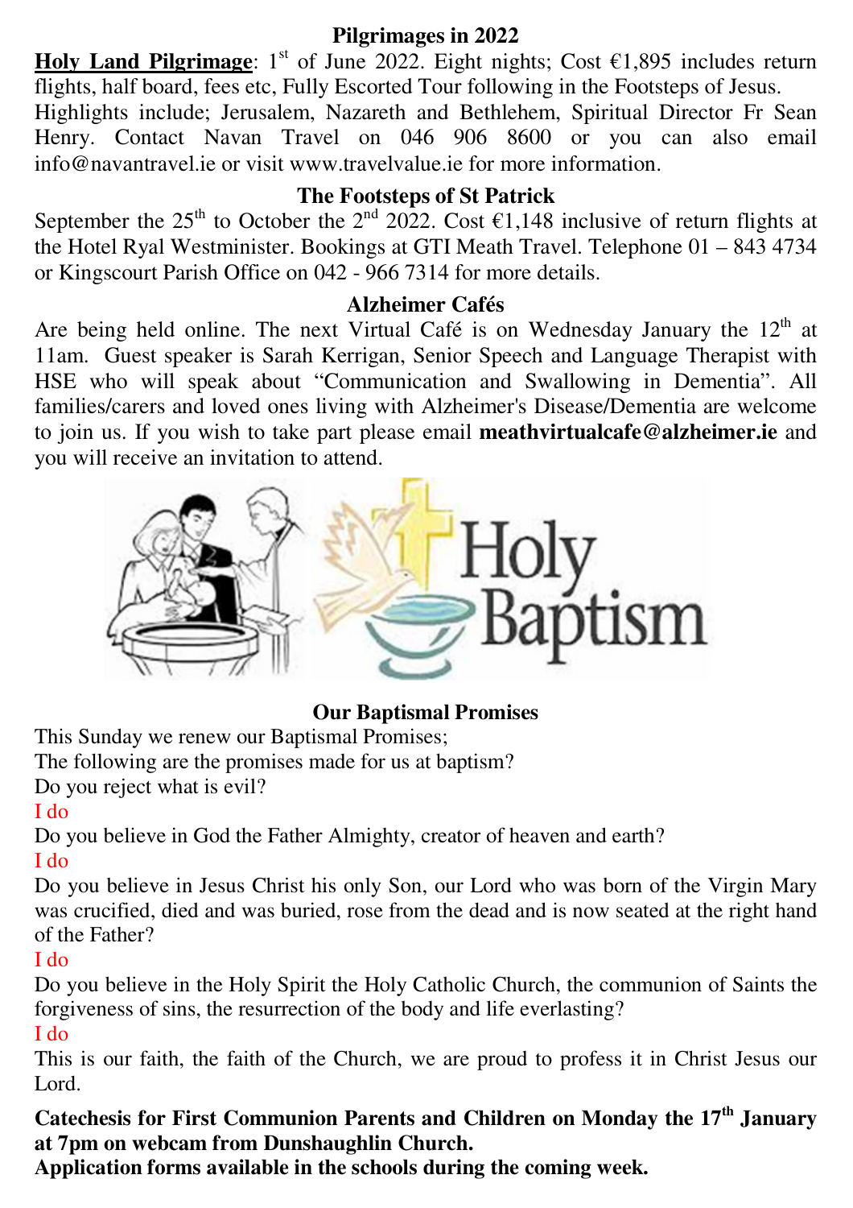## Pilgrimages in 2022

**Holy Land Pilgrimage**: 1st of June 2022. Eight nights; Cost €1,895 includes return flights, half board, fees etc, Fully Escorted Tour following in the Footsteps of Jesus. Highlights include; Jerusalem, Nazareth and Bethlehem, Spiritual Director Fr Sean Henry. Contact Navan Travel on 046 906 8600 or you can also email info@navantravel.ie or visit www.travelvalue.ie for more information.

## The Footsteps of St Patrick

September the 25th to October the 2nd 2022. Cost €1,148 inclusive of return flights at the Hotel Ryal Westminister. Bookings at GTI Meath Travel. Telephone 01 – 843 4734 or Kingscourt Parish Office on 042 - 966 7314 for more details.

## Alzheimer Cafés

Are being held online. The next Virtual Café is on Wednesday January the 12th at 11am. Guest speaker is Sarah Kerrigan, Senior Speech and Language Therapist with HSE who will speak about "Communication and Swallowing in Dementia". All families/carers and loved ones living with Alzheimer's Disease/Dementia are welcome to join us. If you wish to take part please email **meathvirtualcafe@alzheimer.ie** and you will receive an invitation to attend.

Holy Baptism

## Our Baptismal Promises

This Sunday we renew our Baptismal Promises;
The following are the promises made for us at baptism?
Do you reject what is evil?
I do
Do you believe in God the Father Almighty, creator of heaven and earth?
I do
Do you believe in Jesus Christ his only Son, our Lord who was born of the Virgin Mary was crucified, died and was buried, rose from the dead and is now seated at the right hand of the Father?
I do
Do you believe in the Holy Spirit the Holy Catholic Church, the communion of Saints the forgiveness of sins, the resurrection of the body and life everlasting?
I do
This is our faith, the faith of the Church, we are proud to profess it in Christ Jesus our Lord.

**Catechesis for First Communion Parents and Children on Monday the 17th January at 7pm on webcam from Dunshaughlin Church.**
**Application forms available in the schools during the coming week.**